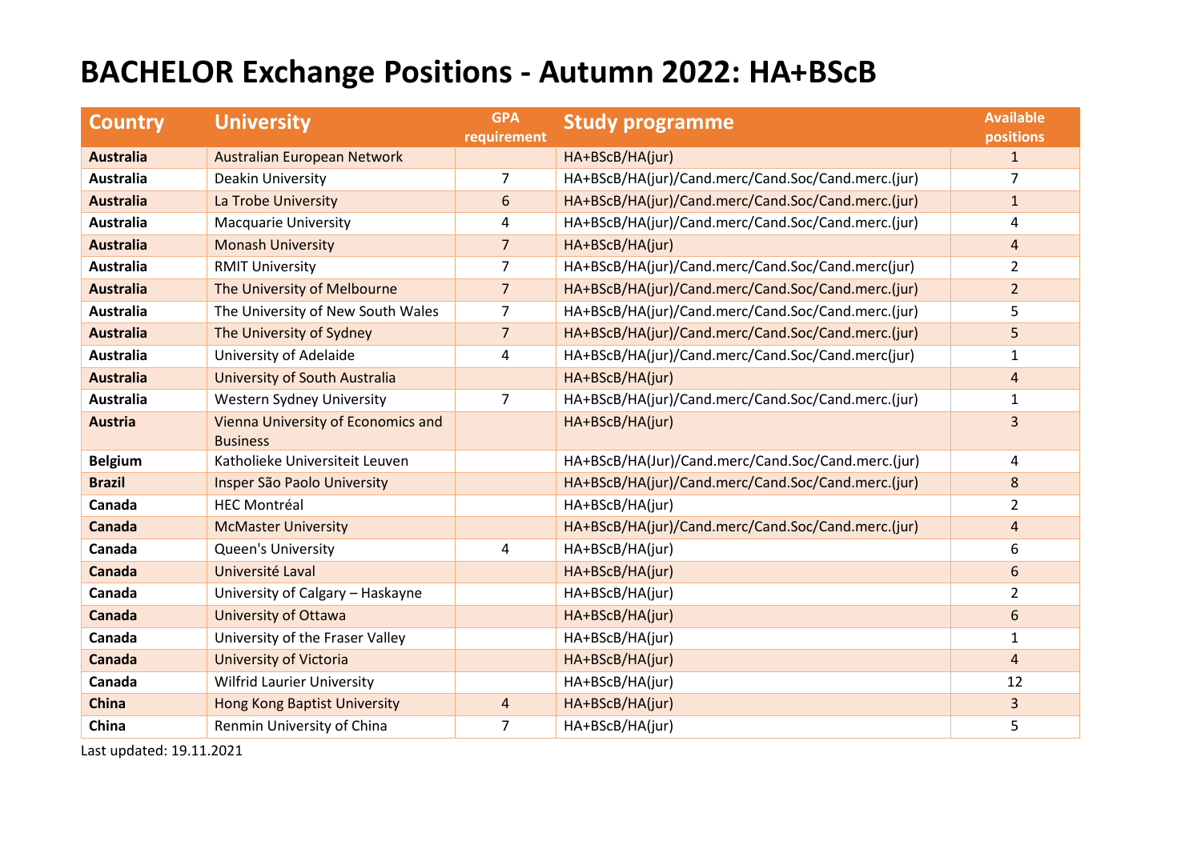# BACHELOR Exchange Positions - Autumn 2022: HA+BScB

| Country | University | GPA requirement | Study programme | Available positions |
|---|---|---|---|---|
| **Australia** | Australian European Network | | HA+BScB/HA(jur) | 1 |
| **Australia** | Deakin University | 7 | HA+BScB/HA(jur)/Cand.merc/Cand.Soc/Cand.merc.(jur) | 7 |
| **Australia** | La Trobe University | 6 | HA+BScB/HA(jur)/Cand.merc/Cand.Soc/Cand.merc.(jur) | 1 |
| **Australia** | Macquarie University | 4 | HA+BScB/HA(jur)/Cand.merc/Cand.Soc/Cand.merc.(jur) | 4 |
| **Australia** | Monash University | 7 | HA+BScB/HA(jur) | 4 |
| **Australia** | RMIT University | 7 | HA+BScB/HA(jur)/Cand.merc/Cand.Soc/Cand.merc(jur) | 2 |
| **Australia** | The University of Melbourne | 7 | HA+BScB/HA(jur)/Cand.merc/Cand.Soc/Cand.merc.(jur) | 2 |
| **Australia** | The University of New South Wales | 7 | HA+BScB/HA(jur)/Cand.merc/Cand.Soc/Cand.merc.(jur) | 5 |
| **Australia** | The University of Sydney | 7 | HA+BScB/HA(jur)/Cand.merc/Cand.Soc/Cand.merc.(jur) | 5 |
| **Australia** | University of Adelaide | 4 | HA+BScB/HA(jur)/Cand.merc/Cand.Soc/Cand.merc(jur) | 1 |
| **Australia** | University of South Australia | | HA+BScB/HA(jur) | 4 |
| **Australia** | Western Sydney University | 7 | HA+BScB/HA(jur)/Cand.merc/Cand.Soc/Cand.merc.(jur) | 1 |
| **Austria** | Vienna University of Economics and Business | | HA+BScB/HA(jur) | 3 |
| **Belgium** | Katholieke Universiteit Leuven | | HA+BScB/HA(Jur)/Cand.merc/Cand.Soc/Cand.merc.(jur) | 4 |
| **Brazil** | Insper São Paolo University | | HA+BScB/HA(jur)/Cand.merc/Cand.Soc/Cand.merc.(jur) | 8 |
| **Canada** | HEC Montréal | | HA+BScB/HA(jur) | 2 |
| **Canada** | McMaster University | | HA+BScB/HA(jur)/Cand.merc/Cand.Soc/Cand.merc.(jur) | 4 |
| **Canada** | Queen's University | 4 | HA+BScB/HA(jur) | 6 |
| **Canada** | Université Laval | | HA+BScB/HA(jur) | 6 |
| **Canada** | University of Calgary – Haskayne | | HA+BScB/HA(jur) | 2 |
| **Canada** | University of Ottawa | | HA+BScB/HA(jur) | 6 |
| **Canada** | University of the Fraser Valley | | HA+BScB/HA(jur) | 1 |
| **Canada** | University of Victoria | | HA+BScB/HA(jur) | 4 |
| **Canada** | Wilfrid Laurier University | | HA+BScB/HA(jur) | 12 |
| **China** | Hong Kong Baptist University | 4 | HA+BScB/HA(jur) | 3 |
| **China** | Renmin University of China | 7 | HA+BScB/HA(jur) | 5 |

Last updated: 19.11.2021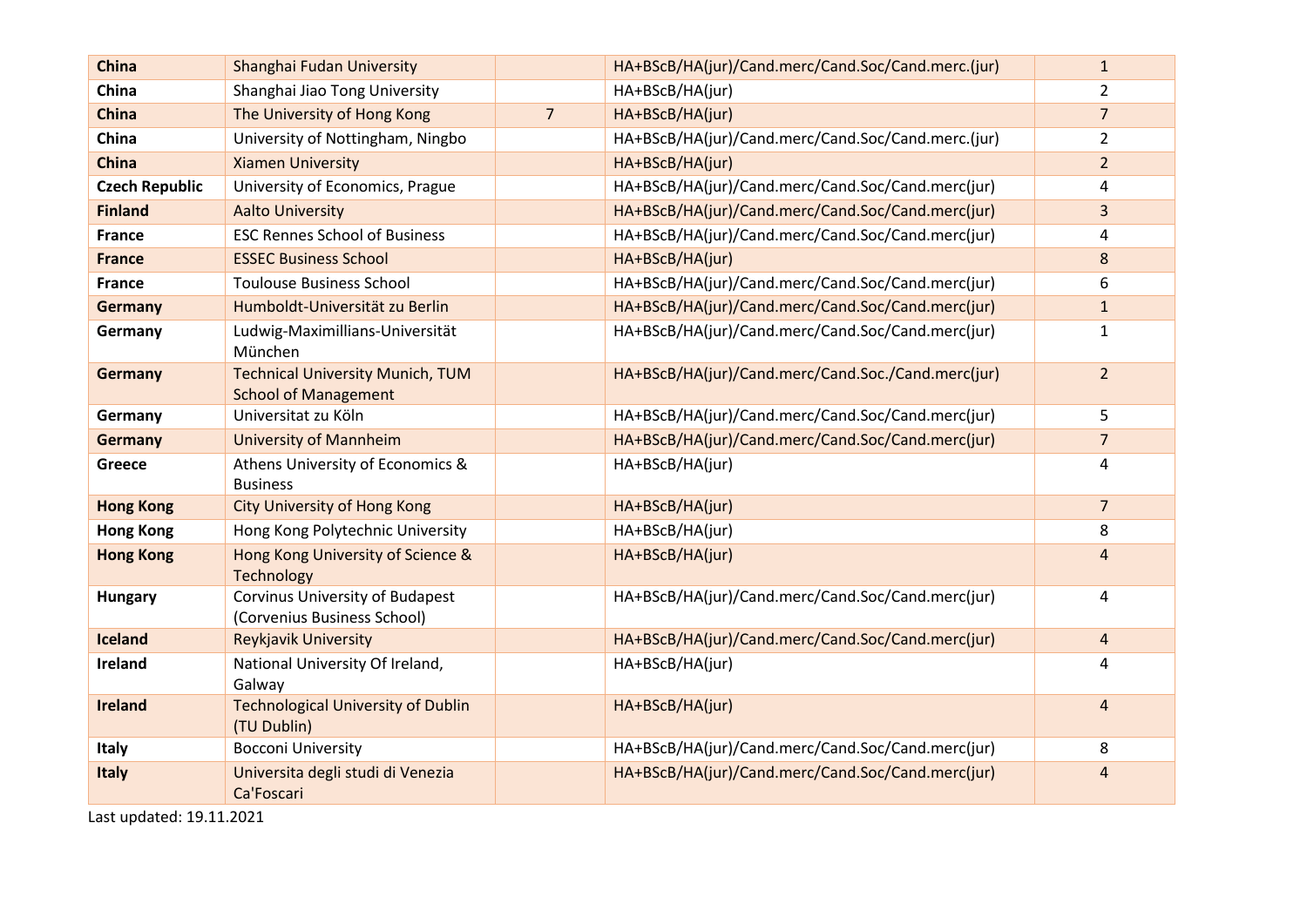| | | | | |
|---|---|---|---|---|
| **China** | Shanghai Fudan University | | HA+BScB/HA(jur)/Cand.merc/Cand.Soc/Cand.merc.(jur) | 1 |
| **China** | Shanghai Jiao Tong University | | HA+BScB/HA(jur) | 2 |
| **China** | The University of Hong Kong | 7 | HA+BScB/HA(jur) | 7 |
| **China** | University of Nottingham, Ningbo | | HA+BScB/HA(jur)/Cand.merc/Cand.Soc/Cand.merc.(jur) | 2 |
| **China** | Xiamen University | | HA+BScB/HA(jur) | 2 |
| **Czech Republic** | University of Economics, Prague | | HA+BScB/HA(jur)/Cand.merc/Cand.Soc/Cand.merc(jur) | 4 |
| **Finland** | Aalto University | | HA+BScB/HA(jur)/Cand.merc/Cand.Soc/Cand.merc(jur) | 3 |
| **France** | ESC Rennes School of Business | | HA+BScB/HA(jur)/Cand.merc/Cand.Soc/Cand.merc(jur) | 4 |
| **France** | ESSEC Business School | | HA+BScB/HA(jur) | 8 |
| **France** | Toulouse Business School | | HA+BScB/HA(jur)/Cand.merc/Cand.Soc/Cand.merc(jur) | 6 |
| **Germany** | Humboldt-Universität zu Berlin | | HA+BScB/HA(jur)/Cand.merc/Cand.Soc/Cand.merc(jur) | 1 |
| **Germany** | Ludwig-Maximillians-Universität München | | HA+BScB/HA(jur)/Cand.merc/Cand.Soc/Cand.merc(jur) | 1 |
| **Germany** | Technical University Munich, TUM School of Management | | HA+BScB/HA(jur)/Cand.merc/Cand.Soc./Cand.merc(jur) | 2 |
| **Germany** | Universitat zu Köln | | HA+BScB/HA(jur)/Cand.merc/Cand.Soc/Cand.merc(jur) | 5 |
| **Germany** | University of Mannheim | | HA+BScB/HA(jur)/Cand.merc/Cand.Soc/Cand.merc(jur) | 7 |
| **Greece** | Athens University of Economics & Business | | HA+BScB/HA(jur) | 4 |
| **Hong Kong** | City University of Hong Kong | | HA+BScB/HA(jur) | 7 |
| **Hong Kong** | Hong Kong Polytechnic University | | HA+BScB/HA(jur) | 8 |
| **Hong Kong** | Hong Kong University of Science & Technology | | HA+BScB/HA(jur) | 4 |
| **Hungary** | Corvinus University of Budapest (Corvenius Business School) | | HA+BScB/HA(jur)/Cand.merc/Cand.Soc/Cand.merc(jur) | 4 |
| **Iceland** | Reykjavik University | | HA+BScB/HA(jur)/Cand.merc/Cand.Soc/Cand.merc(jur) | 4 |
| **Ireland** | National University Of Ireland, Galway | | HA+BScB/HA(jur) | 4 |
| **Ireland** | Technological University of Dublin (TU Dublin) | | HA+BScB/HA(jur) | 4 |
| **Italy** | Bocconi University | | HA+BScB/HA(jur)/Cand.merc/Cand.Soc/Cand.merc(jur) | 8 |
| **Italy** | Universita degli studi di Venezia Ca'Foscari | | HA+BScB/HA(jur)/Cand.merc/Cand.Soc/Cand.merc(jur) | 4 |

Last updated: 19.11.2021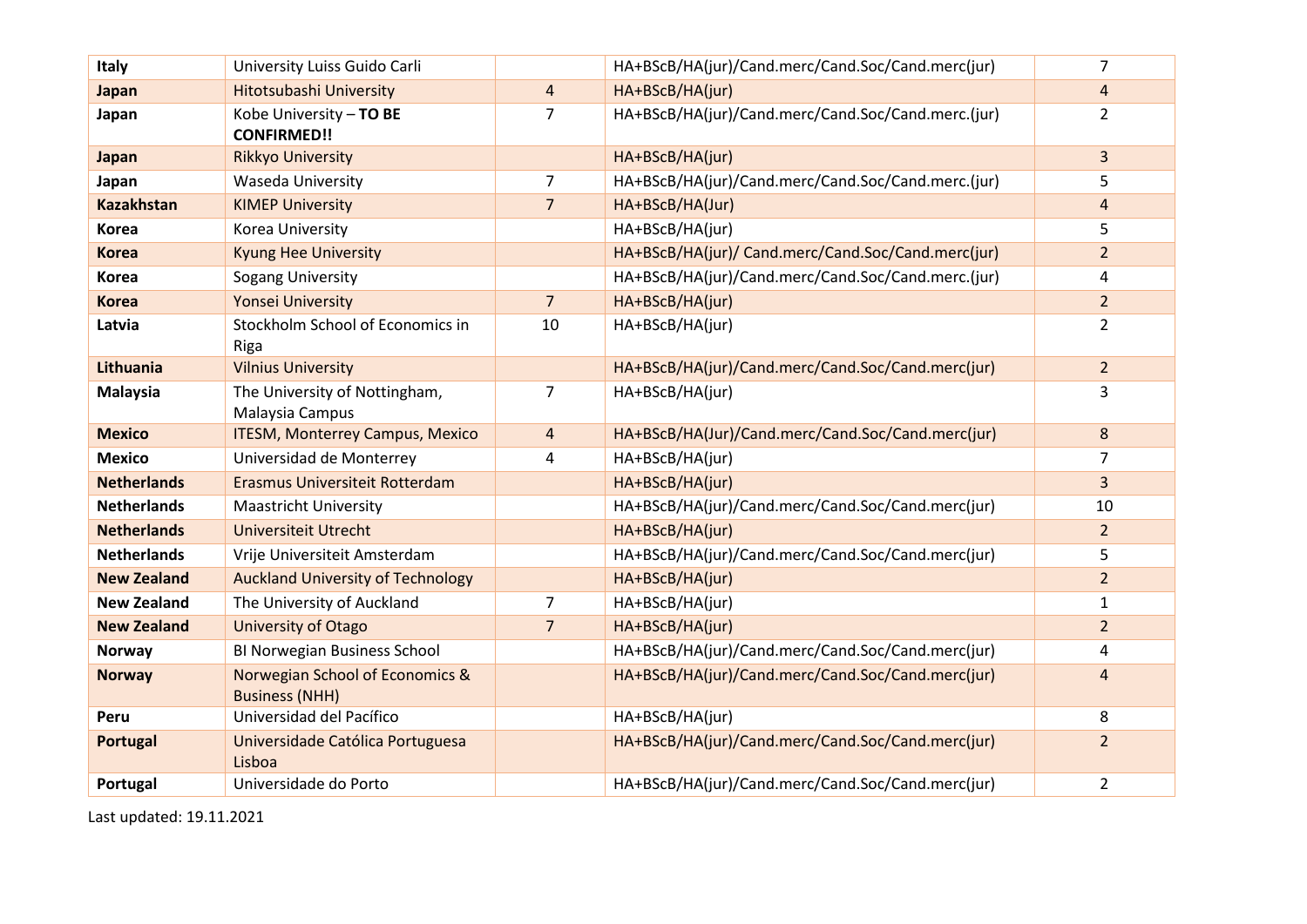| Italy | University Luiss Guido Carli | | HA+BScB/HA(jur)/Cand.merc/Cand.Soc/Cand.merc(jur) | 7 |
|---|---|---|---|---|
| **Japan** | Hitotsubashi University | 4 | HA+BScB/HA(jur) | 4 |
| **Japan** | Kobe University – **TO BE CONFIRMED!!** | 7 | HA+BScB/HA(jur)/Cand.merc/Cand.Soc/Cand.merc.(jur) | 2 |
| **Japan** | Rikkyo University | | HA+BScB/HA(jur) | 3 |
| **Japan** | Waseda University | 7 | HA+BScB/HA(jur)/Cand.merc/Cand.Soc/Cand.merc.(jur) | 5 |
| **Kazakhstan** | KIMEP University | 7 | HA+BScB/HA(Jur) | 4 |
| **Korea** | Korea University | | HA+BScB/HA(jur) | 5 |
| **Korea** | Kyung Hee University | | HA+BScB/HA(jur)/ Cand.merc/Cand.Soc/Cand.merc(jur) | 2 |
| **Korea** | Sogang University | | HA+BScB/HA(jur)/Cand.merc/Cand.Soc/Cand.merc.(jur) | 4 |
| **Korea** | Yonsei University | 7 | HA+BScB/HA(jur) | 2 |
| **Latvia** | Stockholm School of Economics in Riga | 10 | HA+BScB/HA(jur) | 2 |
| **Lithuania** | Vilnius University | | HA+BScB/HA(jur)/Cand.merc/Cand.Soc/Cand.merc(jur) | 2 |
| **Malaysia** | The University of Nottingham, Malaysia Campus | 7 | HA+BScB/HA(jur) | 3 |
| **Mexico** | ITESM, Monterrey Campus, Mexico | 4 | HA+BScB/HA(Jur)/Cand.merc/Cand.Soc/Cand.merc(jur) | 8 |
| **Mexico** | Universidad de Monterrey | 4 | HA+BScB/HA(jur) | 7 |
| **Netherlands** | Erasmus Universiteit Rotterdam | | HA+BScB/HA(jur) | 3 |
| **Netherlands** | Maastricht University | | HA+BScB/HA(jur)/Cand.merc/Cand.Soc/Cand.merc(jur) | 10 |
| **Netherlands** | Universiteit Utrecht | | HA+BScB/HA(jur) | 2 |
| **Netherlands** | Vrije Universiteit Amsterdam | | HA+BScB/HA(jur)/Cand.merc/Cand.Soc/Cand.merc(jur) | 5 |
| **New Zealand** | Auckland University of Technology | | HA+BScB/HA(jur) | 2 |
| **New Zealand** | The University of Auckland | 7 | HA+BScB/HA(jur) | 1 |
| **New Zealand** | University of Otago | 7 | HA+BScB/HA(jur) | 2 |
| **Norway** | BI Norwegian Business School | | HA+BScB/HA(jur)/Cand.merc/Cand.Soc/Cand.merc(jur) | 4 |
| **Norway** | Norwegian School of Economics & Business (NHH) | | HA+BScB/HA(jur)/Cand.merc/Cand.Soc/Cand.merc(jur) | 4 |
| **Peru** | Universidad del Pacífico | | HA+BScB/HA(jur) | 8 |
| **Portugal** | Universidade Católica Portuguesa Lisboa | | HA+BScB/HA(jur)/Cand.merc/Cand.Soc/Cand.merc(jur) | 2 |
| **Portugal** | Universidade do Porto | | HA+BScB/HA(jur)/Cand.merc/Cand.Soc/Cand.merc(jur) | 2 |

Last updated: 19.11.2021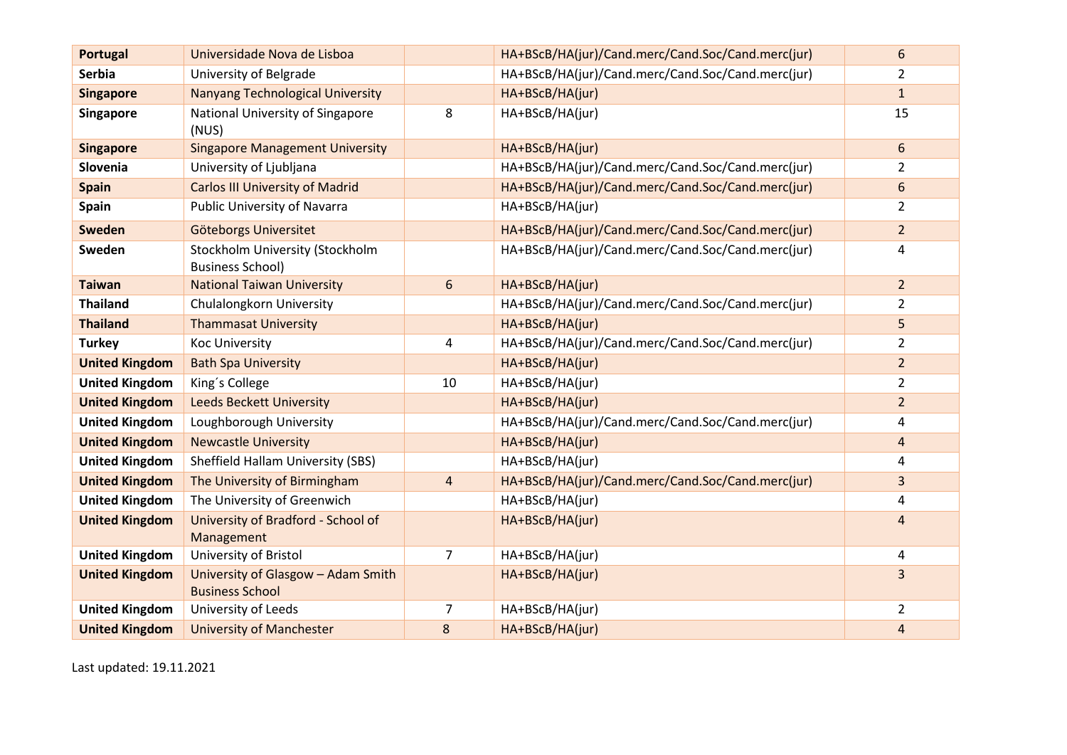| | | | | |
|---|---|---|---|---|
| **Portugal** | Universidade Nova de Lisboa | | HA+BScB/HA(jur)/Cand.merc/Cand.Soc/Cand.merc(jur) | 6 |
| **Serbia** | University of Belgrade | | HA+BScB/HA(jur)/Cand.merc/Cand.Soc/Cand.merc(jur) | 2 |
| **Singapore** | Nanyang Technological University | | HA+BScB/HA(jur) | 1 |
| **Singapore** | National University of Singapore (NUS) | 8 | HA+BScB/HA(jur) | 15 |
| **Singapore** | Singapore Management University | | HA+BScB/HA(jur) | 6 |
| **Slovenia** | University of Ljubljana | | HA+BScB/HA(jur)/Cand.merc/Cand.Soc/Cand.merc(jur) | 2 |
| **Spain** | Carlos III University of Madrid | | HA+BScB/HA(jur)/Cand.merc/Cand.Soc/Cand.merc(jur) | 6 |
| **Spain** | Public University of Navarra | | HA+BScB/HA(jur) | 2 |
| **Sweden** | Göteborgs Universitet | | HA+BScB/HA(jur)/Cand.merc/Cand.Soc/Cand.merc(jur) | 2 |
| **Sweden** | Stockholm University (Stockholm Business School) | | HA+BScB/HA(jur)/Cand.merc/Cand.Soc/Cand.merc(jur) | 4 |
| **Taiwan** | National Taiwan University | 6 | HA+BScB/HA(jur) | 2 |
| **Thailand** | Chulalongkorn University | | HA+BScB/HA(jur)/Cand.merc/Cand.Soc/Cand.merc(jur) | 2 |
| **Thailand** | Thammasat University | | HA+BScB/HA(jur) | 5 |
| **Turkey** | Koc University | 4 | HA+BScB/HA(jur)/Cand.merc/Cand.Soc/Cand.merc(jur) | 2 |
| **United Kingdom** | Bath Spa University | | HA+BScB/HA(jur) | 2 |
| **United Kingdom** | King´s College | 10 | HA+BScB/HA(jur) | 2 |
| **United Kingdom** | Leeds Beckett University | | HA+BScB/HA(jur) | 2 |
| **United Kingdom** | Loughborough University | | HA+BScB/HA(jur)/Cand.merc/Cand.Soc/Cand.merc(jur) | 4 |
| **United Kingdom** | Newcastle University | | HA+BScB/HA(jur) | 4 |
| **United Kingdom** | Sheffield Hallam University (SBS) | | HA+BScB/HA(jur) | 4 |
| **United Kingdom** | The University of Birmingham | 4 | HA+BScB/HA(jur)/Cand.merc/Cand.Soc/Cand.merc(jur) | 3 |
| **United Kingdom** | The University of Greenwich | | HA+BScB/HA(jur) | 4 |
| **United Kingdom** | University of Bradford - School of Management | | HA+BScB/HA(jur) | 4 |
| **United Kingdom** | University of Bristol | 7 | HA+BScB/HA(jur) | 4 |
| **United Kingdom** | University of Glasgow – Adam Smith Business School | | HA+BScB/HA(jur) | 3 |
| **United Kingdom** | University of Leeds | 7 | HA+BScB/HA(jur) | 2 |
| **United Kingdom** | University of Manchester | 8 | HA+BScB/HA(jur) | 4 |

Last updated: 19.11.2021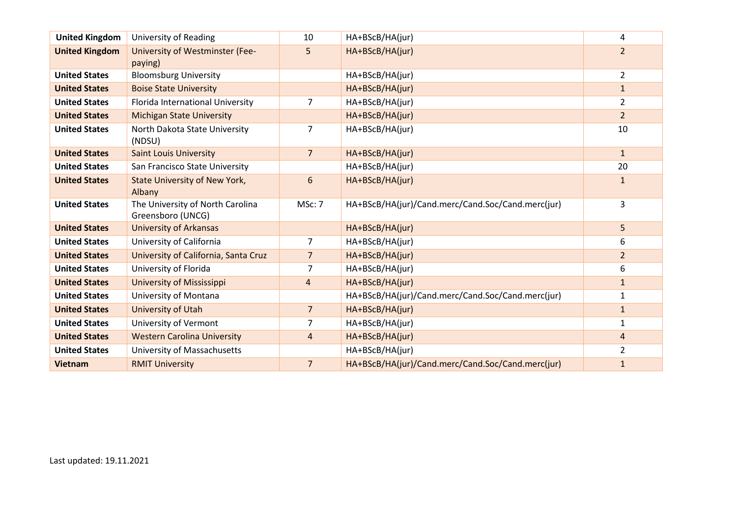| | | | | |
|---|---|---|---|---|
| **United Kingdom** | University of Reading | 10 | HA+BScB/HA(jur) | 4 |
| **United Kingdom** | University of Westminster (Fee-paying) | 5 | HA+BScB/HA(jur) | 2 |
| **United States** | Bloomsburg University | | HA+BScB/HA(jur) | 2 |
| **United States** | Boise State University | | HA+BScB/HA(jur) | 1 |
| **United States** | Florida International University | 7 | HA+BScB/HA(jur) | 2 |
| **United States** | Michigan State University | | HA+BScB/HA(jur) | 2 |
| **United States** | North Dakota State University (NDSU) | 7 | HA+BScB/HA(jur) | 10 |
| **United States** | Saint Louis University | 7 | HA+BScB/HA(jur) | 1 |
| **United States** | San Francisco State University | | HA+BScB/HA(jur) | 20 |
| **United States** | State University of New York, Albany | 6 | HA+BScB/HA(jur) | 1 |
| **United States** | The University of North Carolina Greensboro (UNCG) | MSc: 7 | HA+BScB/HA(jur)/Cand.merc/Cand.Soc/Cand.merc(jur) | 3 |
| **United States** | University of Arkansas | | HA+BScB/HA(jur) | 5 |
| **United States** | University of California | 7 | HA+BScB/HA(jur) | 6 |
| **United States** | University of California, Santa Cruz | 7 | HA+BScB/HA(jur) | 2 |
| **United States** | University of Florida | 7 | HA+BScB/HA(jur) | 6 |
| **United States** | University of Mississippi | 4 | HA+BScB/HA(jur) | 1 |
| **United States** | University of Montana | | HA+BScB/HA(jur)/Cand.merc/Cand.Soc/Cand.merc(jur) | 1 |
| **United States** | University of Utah | 7 | HA+BScB/HA(jur) | 1 |
| **United States** | University of Vermont | 7 | HA+BScB/HA(jur) | 1 |
| **United States** | Western Carolina University | 4 | HA+BScB/HA(jur) | 4 |
| **United States** | University of Massachusetts | | HA+BScB/HA(jur) | 2 |
| **Vietnam** | RMIT University | 7 | HA+BScB/HA(jur)/Cand.merc/Cand.Soc/Cand.merc(jur) | 1 |

Last updated: 19.11.2021